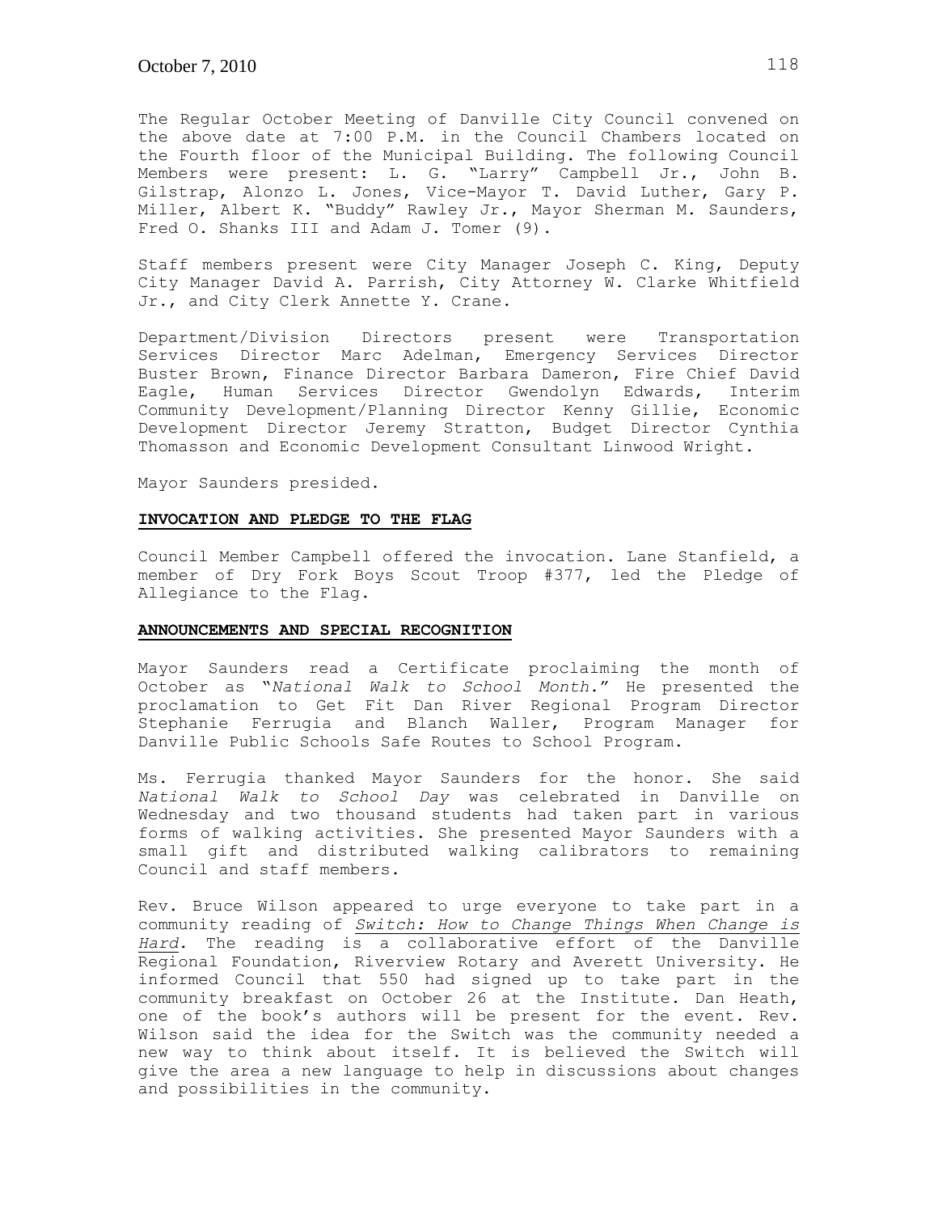The Regular October Meeting of Danville City Council convened on the above date at 7:00 P.M. in the Council Chambers located on the Fourth floor of the Municipal Building. The following Council Members were present: L. G. "Larry" Campbell Jr., John B. Gilstrap, Alonzo L. Jones, Vice-Mayor T. David Luther, Gary P. Miller, Albert K. "Buddy" Rawley Jr., Mayor Sherman M. Saunders, Fred O. Shanks III and Adam J. Tomer (9).

Staff members present were City Manager Joseph C. King, Deputy City Manager David A. Parrish, City Attorney W. Clarke Whitfield Jr., and City Clerk Annette Y. Crane.

Department/Division Directors present were Transportation Services Director Marc Adelman, Emergency Services Director Buster Brown, Finance Director Barbara Dameron, Fire Chief David Eagle, Human Services Director Gwendolyn Edwards, Interim Community Development/Planning Director Kenny Gillie, Economic Development Director Jeremy Stratton, Budget Director Cynthia Thomasson and Economic Development Consultant Linwood Wright.

Mayor Saunders presided.

## INVOCATION AND PLEDGE TO THE FLAG

Council Member Campbell offered the invocation. Lane Stanfield, a member of Dry Fork Boys Scout Troop #377, led the Pledge of Allegiance to the Flag.

## ANNOUNCEMENTS AND SPECIAL RECOGNITION

Mayor Saunders read a Certificate proclaiming the month of October as "*National Walk to School Month*." He presented the proclamation to Get Fit Dan River Regional Program Director Stephanie Ferrugia and Blanch Waller, Program Manager for Danville Public Schools Safe Routes to School Program.

Ms. Ferrugia thanked Mayor Saunders for the honor. She said *National Walk to School Day* was celebrated in Danville on Wednesday and two thousand students had taken part in various forms of walking activities. She presented Mayor Saunders with a small gift and distributed walking calibrators to remaining Council and staff members.

Rev. Bruce Wilson appeared to urge everyone to take part in a community reading of *Switch: How to Change Things When Change is Hard.* The reading is a collaborative effort of the Danville Regional Foundation, Riverview Rotary and Averett University. He informed Council that 550 had signed up to take part in the community breakfast on October 26 at the Institute. Dan Heath, one of the book's authors will be present for the event. Rev. Wilson said the idea for the Switch was the community needed a new way to think about itself. It is believed the Switch will give the area a new language to help in discussions about changes and possibilities in the community.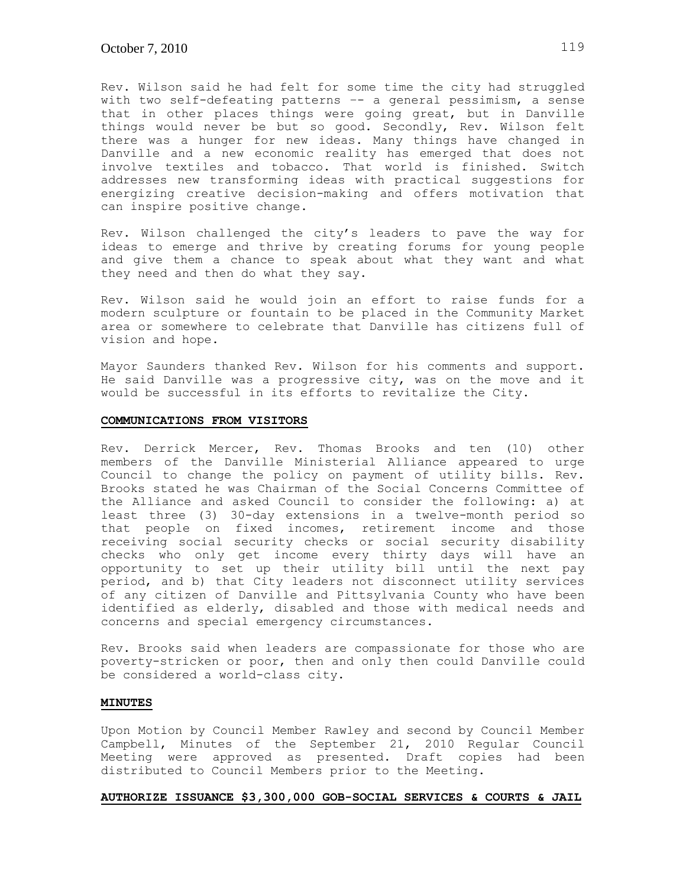Rev. Wilson said he had felt for some time the city had struggled with two self-defeating patterns –- a general pessimism, a sense that in other places things were going great, but in Danville things would never be but so good. Secondly, Rev. Wilson felt there was a hunger for new ideas. Many things have changed in Danville and a new economic reality has emerged that does not involve textiles and tobacco. That world is finished. Switch addresses new transforming ideas with practical suggestions for energizing creative decision-making and offers motivation that can inspire positive change.

Rev. Wilson challenged the city's leaders to pave the way for ideas to emerge and thrive by creating forums for young people and give them a chance to speak about what they want and what they need and then do what they say.

Rev. Wilson said he would join an effort to raise funds for a modern sculpture or fountain to be placed in the Community Market area or somewhere to celebrate that Danville has citizens full of vision and hope.

Mayor Saunders thanked Rev. Wilson for his comments and support. He said Danville was a progressive city, was on the move and it would be successful in its efforts to revitalize the City.

**COMMUNICATIONS FROM VISITORS**

Rev. Derrick Mercer, Rev. Thomas Brooks and ten (10) other members of the Danville Ministerial Alliance appeared to urge Council to change the policy on payment of utility bills. Rev. Brooks stated he was Chairman of the Social Concerns Committee of the Alliance and asked Council to consider the following: a) at least three (3) 30-day extensions in a twelve-month period so that people on fixed incomes, retirement income and those receiving social security checks or social security disability checks who only get income every thirty days will have an opportunity to set up their utility bill until the next pay period, and b) that City leaders not disconnect utility services of any citizen of Danville and Pittsylvania County who have been identified as elderly, disabled and those with medical needs and concerns and special emergency circumstances.

Rev. Brooks said when leaders are compassionate for those who are poverty-stricken or poor, then and only then could Danville could be considered a world-class city.

**MINUTES**

Upon Motion by Council Member Rawley and second by Council Member Campbell, Minutes of the September 21, 2010 Regular Council Meeting were approved as presented. Draft copies had been distributed to Council Members prior to the Meeting.

**AUTHORIZE ISSUANCE $3,300,000 GOB-SOCIAL SERVICES & COURTS & JAIL**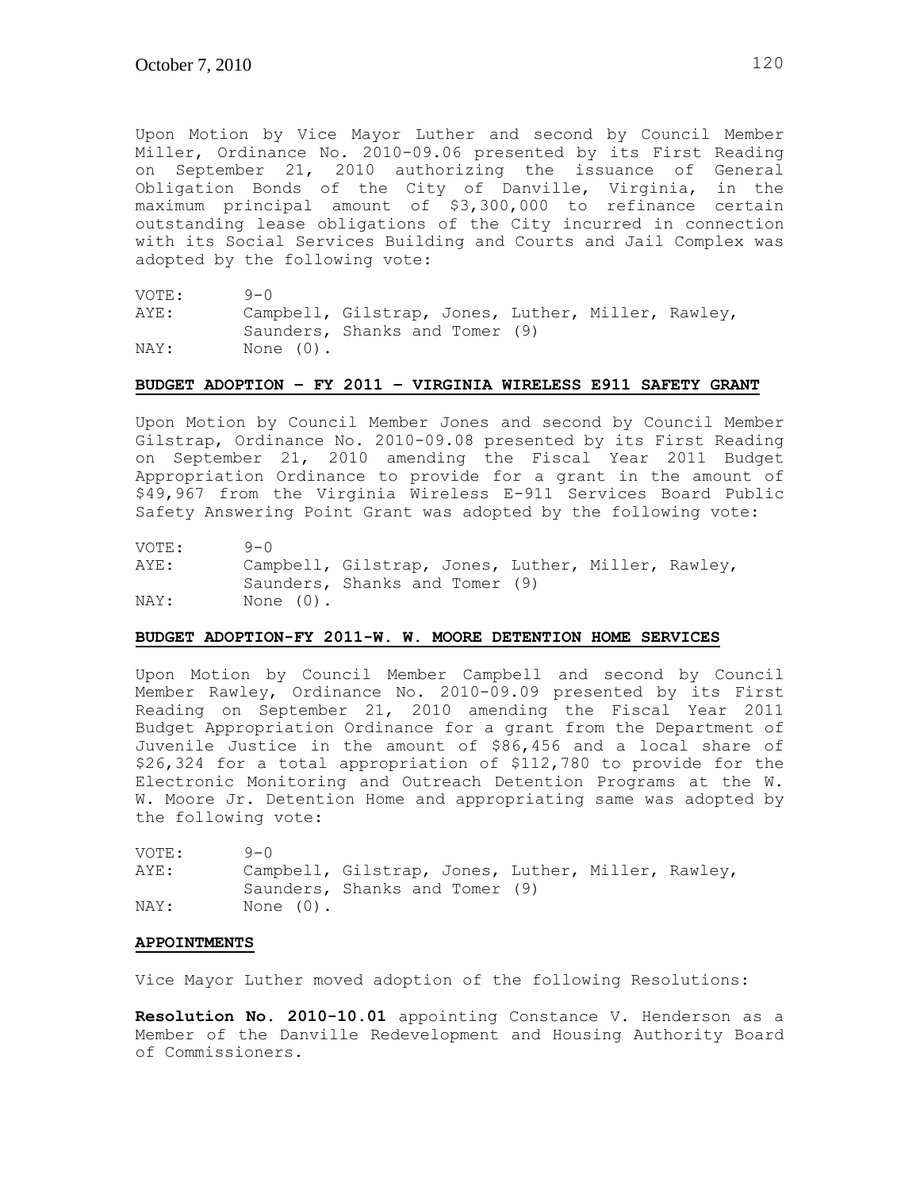Upon Motion by Vice Mayor Luther and second by Council Member Miller, Ordinance No. 2010-09.06 presented by its First Reading on September 21, 2010 authorizing the issuance of General Obligation Bonds of the City of Danville, Virginia, in the maximum principal amount of $3,300,000 to refinance certain outstanding lease obligations of the City incurred in connection with its Social Services Building and Courts and Jail Complex was adopted by the following vote:

VOTE: 9-0
AYE: Campbell, Gilstrap, Jones, Luther, Miller, Rawley, Saunders, Shanks and Tomer (9)
NAY: None (0).

**BUDGET ADOPTION – FY 2011 – VIRGINIA WIRELESS E911 SAFETY GRANT**

Upon Motion by Council Member Jones and second by Council Member Gilstrap, Ordinance No. 2010-09.08 presented by its First Reading on September 21, 2010 amending the Fiscal Year 2011 Budget Appropriation Ordinance to provide for a grant in the amount of $49,967 from the Virginia Wireless E-911 Services Board Public Safety Answering Point Grant was adopted by the following vote:

VOTE: 9-0
AYE: Campbell, Gilstrap, Jones, Luther, Miller, Rawley, Saunders, Shanks and Tomer (9)
NAY: None (0).

**BUDGET ADOPTION-FY 2011-W. W. MOORE DETENTION HOME SERVICES**

Upon Motion by Council Member Campbell and second by Council Member Rawley, Ordinance No. 2010-09.09 presented by its First Reading on September 21, 2010 amending the Fiscal Year 2011 Budget Appropriation Ordinance for a grant from the Department of Juvenile Justice in the amount of $86,456 and a local share of $26,324 for a total appropriation of $112,780 to provide for the Electronic Monitoring and Outreach Detention Programs at the W. W. Moore Jr. Detention Home and appropriating same was adopted by the following vote:

VOTE: 9-0
AYE: Campbell, Gilstrap, Jones, Luther, Miller, Rawley, Saunders, Shanks and Tomer (9)
NAY: None (0).

**APPOINTMENTS**

Vice Mayor Luther moved adoption of the following Resolutions:

**Resolution No. 2010-10.01** appointing Constance V. Henderson as a Member of the Danville Redevelopment and Housing Authority Board of Commissioners.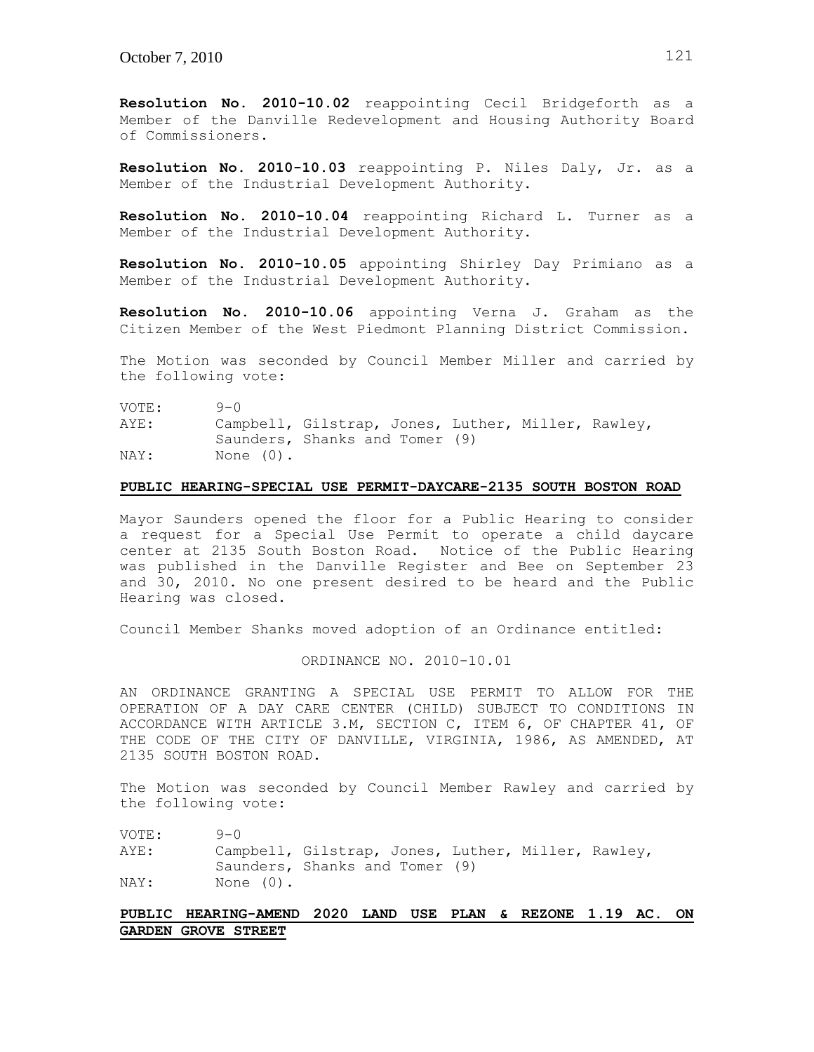**Resolution No. 2010-10.02** reappointing Cecil Bridgeforth as a Member of the Danville Redevelopment and Housing Authority Board of Commissioners.

**Resolution No. 2010-10.03** reappointing P. Niles Daly, Jr. as a Member of the Industrial Development Authority.

**Resolution No. 2010-10.04** reappointing Richard L. Turner as a Member of the Industrial Development Authority.

**Resolution No. 2010-10.05** appointing Shirley Day Primiano as a Member of the Industrial Development Authority.

**Resolution No. 2010-10.06** appointing Verna J. Graham as the Citizen Member of the West Piedmont Planning District Commission.

The Motion was seconded by Council Member Miller and carried by the following vote:

VOTE: 9-0
AYE: Campbell, Gilstrap, Jones, Luther, Miller, Rawley, Saunders, Shanks and Tomer (9)
NAY: None (0).

**PUBLIC HEARING-SPECIAL USE PERMIT-DAYCARE-2135 SOUTH BOSTON ROAD**

Mayor Saunders opened the floor for a Public Hearing to consider a request for a Special Use Permit to operate a child daycare center at 2135 South Boston Road. Notice of the Public Hearing was published in the Danville Register and Bee on September 23 and 30, 2010. No one present desired to be heard and the Public Hearing was closed.

Council Member Shanks moved adoption of an Ordinance entitled:

ORDINANCE NO. 2010-10.01

AN ORDINANCE GRANTING A SPECIAL USE PERMIT TO ALLOW FOR THE OPERATION OF A DAY CARE CENTER (CHILD) SUBJECT TO CONDITIONS IN ACCORDANCE WITH ARTICLE 3.M, SECTION C, ITEM 6, OF CHAPTER 41, OF THE CODE OF THE CITY OF DANVILLE, VIRGINIA, 1986, AS AMENDED, AT 2135 SOUTH BOSTON ROAD.

The Motion was seconded by Council Member Rawley and carried by the following vote:

VOTE: 9-0
AYE: Campbell, Gilstrap, Jones, Luther, Miller, Rawley, Saunders, Shanks and Tomer (9)
NAY: None (0).

**PUBLIC HEARING-AMEND 2020 LAND USE PLAN & REZONE 1.19 AC. ON GARDEN GROVE STREET**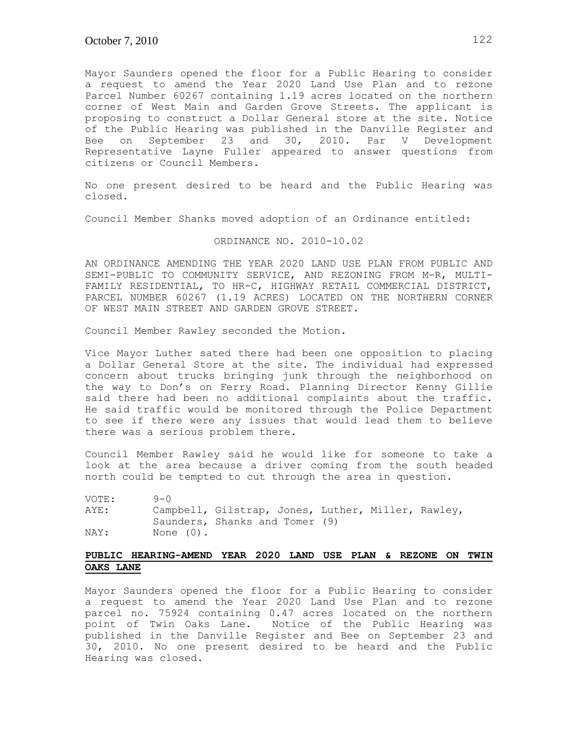Mayor Saunders opened the floor for a Public Hearing to consider a request to amend the Year 2020 Land Use Plan and to rezone Parcel Number 60267 containing 1.19 acres located on the northern corner of West Main and Garden Grove Streets. The applicant is proposing to construct a Dollar General store at the site. Notice of the Public Hearing was published in the Danville Register and Bee on September 23 and 30, 2010. Par V Development Representative Layne Fuller appeared to answer questions from citizens or Council Members.

No one present desired to be heard and the Public Hearing was closed.

Council Member Shanks moved adoption of an Ordinance entitled:

ORDINANCE NO. 2010-10.02

AN ORDINANCE AMENDING THE YEAR 2020 LAND USE PLAN FROM PUBLIC AND SEMI-PUBLIC TO COMMUNITY SERVICE, AND REZONING FROM M-R, MULTI-FAMILY RESIDENTIAL, TO HR-C, HIGHWAY RETAIL COMMERCIAL DISTRICT, PARCEL NUMBER 60267 (1.19 ACRES) LOCATED ON THE NORTHERN CORNER OF WEST MAIN STREET AND GARDEN GROVE STREET.

Council Member Rawley seconded the Motion.

Vice Mayor Luther sated there had been one opposition to placing a Dollar General Store at the site. The individual had expressed concern about trucks bringing junk through the neighborhood on the way to Don's on Ferry Road. Planning Director Kenny Gillie said there had been no additional complaints about the traffic. He said traffic would be monitored through the Police Department to see if there were any issues that would lead them to believe there was a serious problem there.

Council Member Rawley said he would like for someone to take a look at the area because a driver coming from the south headed north could be tempted to cut through the area in question.

VOTE: 9-0
AYE: Campbell, Gilstrap, Jones, Luther, Miller, Rawley, Saunders, Shanks and Tomer (9)
NAY: None (0).

**PUBLIC HEARING-AMEND YEAR 2020 LAND USE PLAN & REZONE ON TWIN OAKS LANE**

Mayor Saunders opened the floor for a Public Hearing to consider a request to amend the Year 2020 Land Use Plan and to rezone parcel no. 75924 containing 0.47 acres located on the northern point of Twin Oaks Lane. Notice of the Public Hearing was published in the Danville Register and Bee on September 23 and 30, 2010. No one present desired to be heard and the Public Hearing was closed.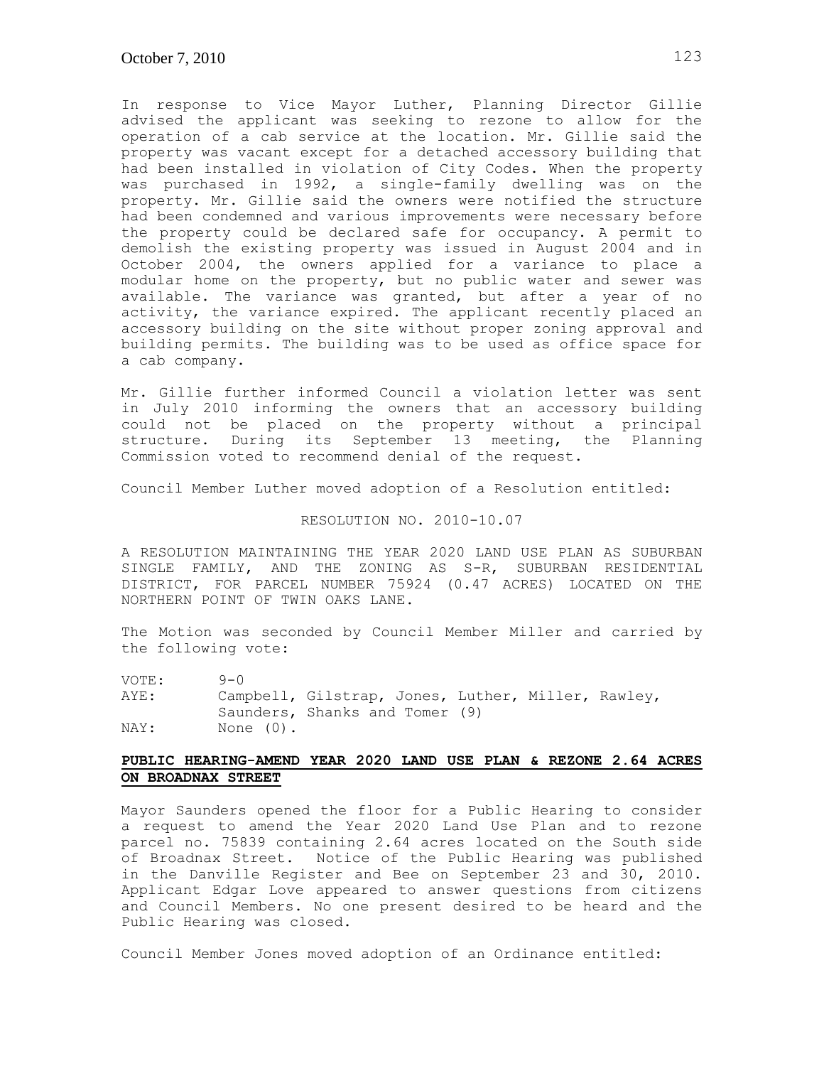In response to Vice Mayor Luther, Planning Director Gillie advised the applicant was seeking to rezone to allow for the operation of a cab service at the location. Mr. Gillie said the property was vacant except for a detached accessory building that had been installed in violation of City Codes. When the property was purchased in 1992, a single-family dwelling was on the property. Mr. Gillie said the owners were notified the structure had been condemned and various improvements were necessary before the property could be declared safe for occupancy. A permit to demolish the existing property was issued in August 2004 and in October 2004, the owners applied for a variance to place a modular home on the property, but no public water and sewer was available. The variance was granted, but after a year of no activity, the variance expired. The applicant recently placed an accessory building on the site without proper zoning approval and building permits. The building was to be used as office space for a cab company.

Mr. Gillie further informed Council a violation letter was sent in July 2010 informing the owners that an accessory building could not be placed on the property without a principal structure. During its September 13 meeting, the Planning Commission voted to recommend denial of the request.

Council Member Luther moved adoption of a Resolution entitled:

RESOLUTION NO. 2010-10.07

A RESOLUTION MAINTAINING THE YEAR 2020 LAND USE PLAN AS SUBURBAN SINGLE FAMILY, AND THE ZONING AS S-R, SUBURBAN RESIDENTIAL DISTRICT, FOR PARCEL NUMBER 75924 (0.47 ACRES) LOCATED ON THE NORTHERN POINT OF TWIN OAKS LANE.

The Motion was seconded by Council Member Miller and carried by the following vote:

VOTE: 9-0
AYE: Campbell, Gilstrap, Jones, Luther, Miller, Rawley, Saunders, Shanks and Tomer (9)
NAY: None (0).

**PUBLIC HEARING-AMEND YEAR 2020 LAND USE PLAN & REZONE 2.64 ACRES ON BROADNAX STREET**

Mayor Saunders opened the floor for a Public Hearing to consider a request to amend the Year 2020 Land Use Plan and to rezone parcel no. 75839 containing 2.64 acres located on the South side of Broadnax Street. Notice of the Public Hearing was published in the Danville Register and Bee on September 23 and 30, 2010. Applicant Edgar Love appeared to answer questions from citizens and Council Members. No one present desired to be heard and the Public Hearing was closed.

Council Member Jones moved adoption of an Ordinance entitled: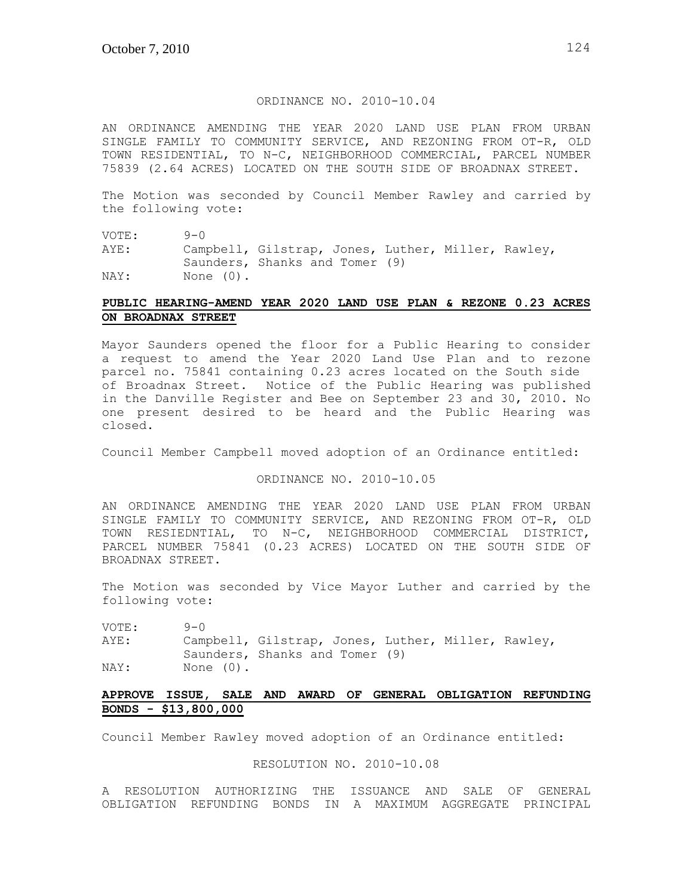ORDINANCE NO. 2010-10.04

AN ORDINANCE AMENDING THE YEAR 2020 LAND USE PLAN FROM URBAN SINGLE FAMILY TO COMMUNITY SERVICE, AND REZONING FROM OT-R, OLD TOWN RESIDENTIAL, TO N-C, NEIGHBORHOOD COMMERCIAL, PARCEL NUMBER 75839 (2.64 ACRES) LOCATED ON THE SOUTH SIDE OF BROADNAX STREET.

The Motion was seconded by Council Member Rawley and carried by the following vote:

VOTE: 9-0
AYE: Campbell, Gilstrap, Jones, Luther, Miller, Rawley, Saunders, Shanks and Tomer (9)
NAY: None (0).

**PUBLIC HEARING-AMEND YEAR 2020 LAND USE PLAN & REZONE 0.23 ACRES ON BROADNAX STREET**

Mayor Saunders opened the floor for a Public Hearing to consider a request to amend the Year 2020 Land Use Plan and to rezone parcel no. 75841 containing 0.23 acres located on the South side of Broadnax Street. Notice of the Public Hearing was published in the Danville Register and Bee on September 23 and 30, 2010. No one present desired to be heard and the Public Hearing was closed.

Council Member Campbell moved adoption of an Ordinance entitled:

ORDINANCE NO. 2010-10.05

AN ORDINANCE AMENDING THE YEAR 2020 LAND USE PLAN FROM URBAN SINGLE FAMILY TO COMMUNITY SERVICE, AND REZONING FROM OT-R, OLD TOWN RESIEDNTIAL, TO N-C, NEIGHBORHOOD COMMERCIAL DISTRICT, PARCEL NUMBER 75841 (0.23 ACRES) LOCATED ON THE SOUTH SIDE OF BROADNAX STREET.

The Motion was seconded by Vice Mayor Luther and carried by the following vote:

VOTE: 9-0
AYE: Campbell, Gilstrap, Jones, Luther, Miller, Rawley, Saunders, Shanks and Tomer (9)
NAY: None (0).

**APPROVE ISSUE, SALE AND AWARD OF GENERAL OBLIGATION REFUNDING BONDS - $13,800,000**

Council Member Rawley moved adoption of an Ordinance entitled:

RESOLUTION NO. 2010-10.08

A RESOLUTION AUTHORIZING THE ISSUANCE AND SALE OF GENERAL OBLIGATION REFUNDING BONDS IN A MAXIMUM AGGREGATE PRINCIPAL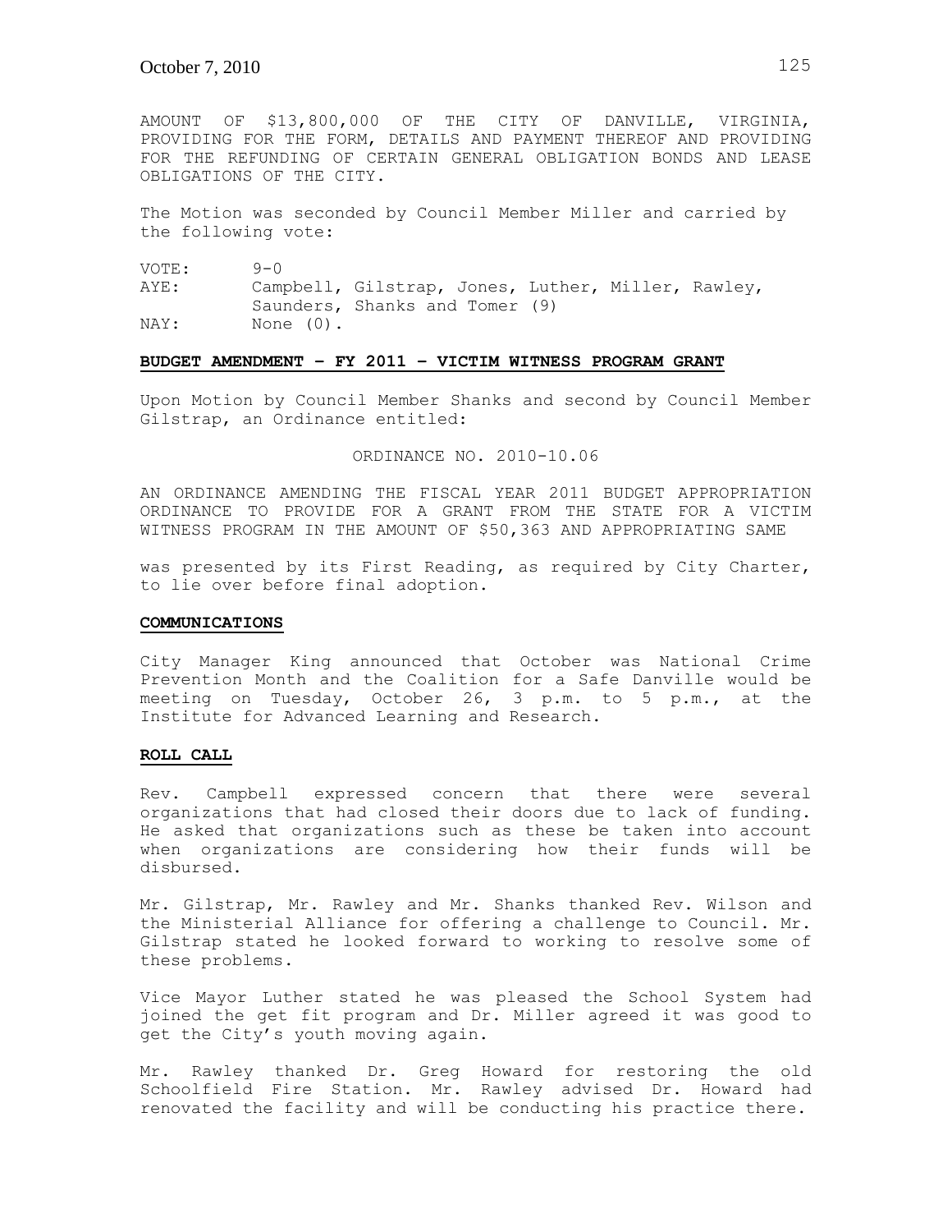AMOUNT OF $13,800,000 OF THE CITY OF DANVILLE, VIRGINIA, PROVIDING FOR THE FORM, DETAILS AND PAYMENT THEREOF AND PROVIDING FOR THE REFUNDING OF CERTAIN GENERAL OBLIGATION BONDS AND LEASE OBLIGATIONS OF THE CITY.

The Motion was seconded by Council Member Miller and carried by the following vote:

VOTE: 9-0
AYE: Campbell, Gilstrap, Jones, Luther, Miller, Rawley, Saunders, Shanks and Tomer (9)
NAY: None (0).

**BUDGET AMENDMENT – FY 2011 – VICTIM WITNESS PROGRAM GRANT**

Upon Motion by Council Member Shanks and second by Council Member Gilstrap, an Ordinance entitled:

ORDINANCE NO. 2010-10.06

AN ORDINANCE AMENDING THE FISCAL YEAR 2011 BUDGET APPROPRIATION ORDINANCE TO PROVIDE FOR A GRANT FROM THE STATE FOR A VICTIM WITNESS PROGRAM IN THE AMOUNT OF $50,363 AND APPROPRIATING SAME

was presented by its First Reading, as required by City Charter, to lie over before final adoption.

**COMMUNICATIONS**

City Manager King announced that October was National Crime Prevention Month and the Coalition for a Safe Danville would be meeting on Tuesday, October 26, 3 p.m. to 5 p.m., at the Institute for Advanced Learning and Research.

**ROLL CALL**

Rev. Campbell expressed concern that there were several organizations that had closed their doors due to lack of funding. He asked that organizations such as these be taken into account when organizations are considering how their funds will be disbursed.

Mr. Gilstrap, Mr. Rawley and Mr. Shanks thanked Rev. Wilson and the Ministerial Alliance for offering a challenge to Council. Mr. Gilstrap stated he looked forward to working to resolve some of these problems.

Vice Mayor Luther stated he was pleased the School System had joined the get fit program and Dr. Miller agreed it was good to get the City's youth moving again.

Mr. Rawley thanked Dr. Greg Howard for restoring the old Schoolfield Fire Station. Mr. Rawley advised Dr. Howard had renovated the facility and will be conducting his practice there.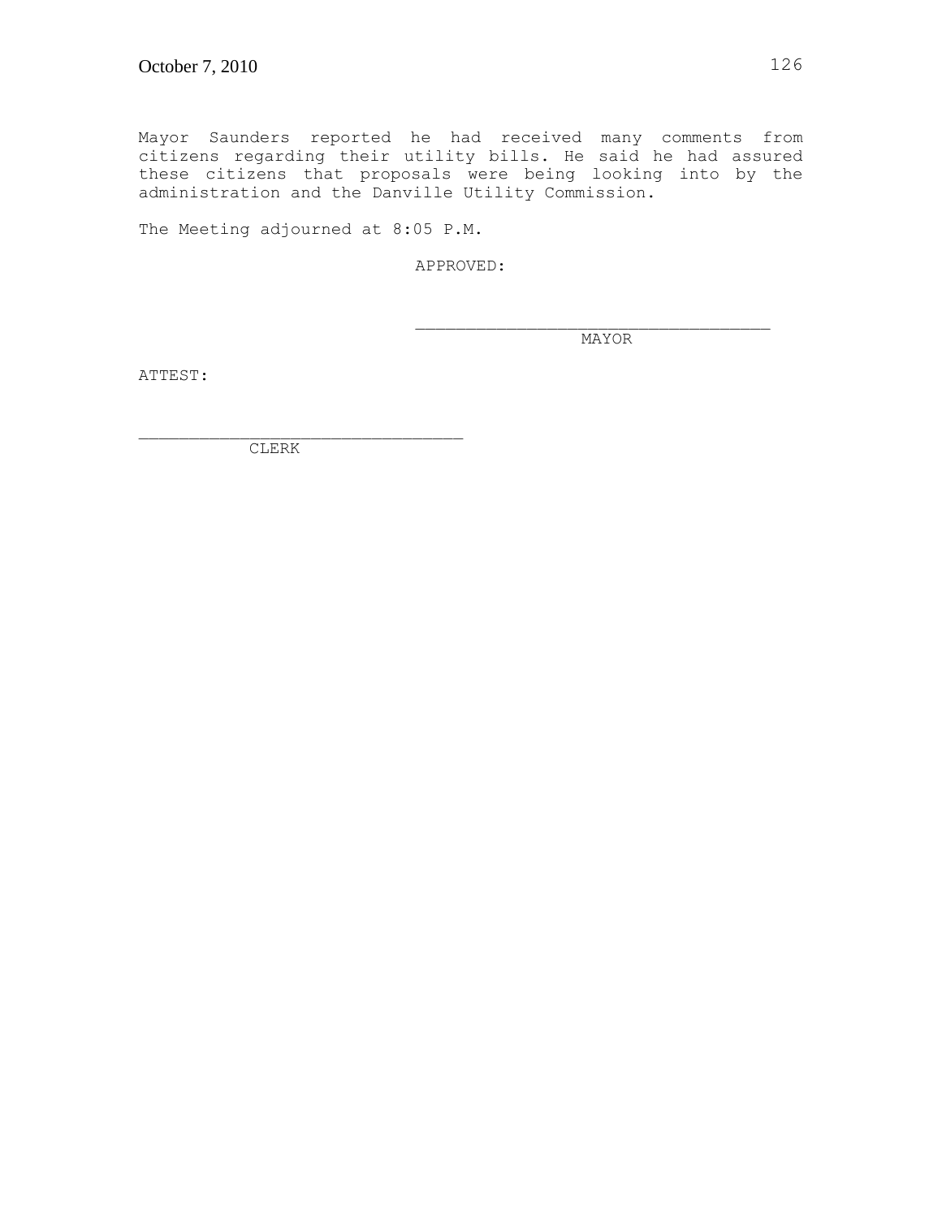Mayor Saunders reported he had received many comments from citizens regarding their utility bills. He said he had assured these citizens that proposals were being looking into by the administration and the Danville Utility Commission.

The Meeting adjourned at 8:05 P.M.

APPROVED:

___________________________________
MAYOR

ATTEST:

________________________________
CLERK